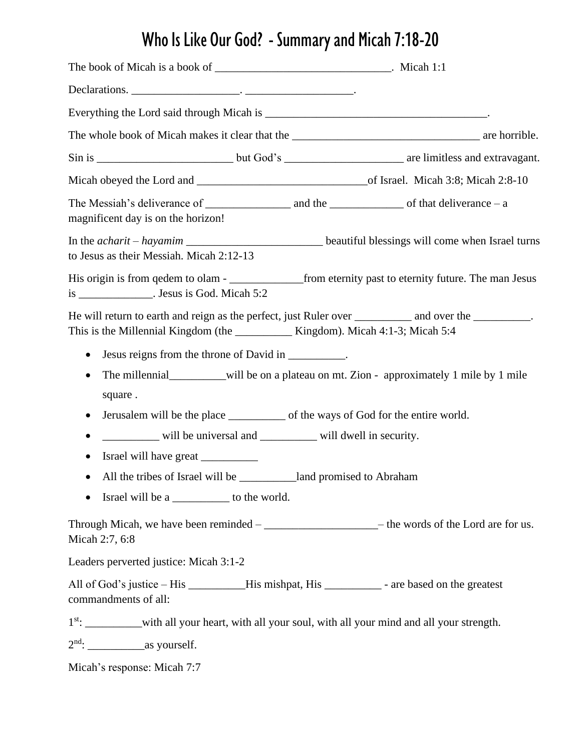# Who Is Like Our God? - Summary and Micah 7:18-20

The book of Micah is a book of _______________________________. Micah 1:1

Declarations. ___________________. ___________________.

Everything the Lord said through Micah is ________________________________________.

The whole book of Micah makes it clear that the _________________________________ are horrible.

Sin is ________________________ but God's _____________________ are limitless and extravagant.

Micah obeyed the Lord and ______________________________of Israel. Micah 3:8; Micah 2:8-10

The Messiah's deliverance of _______________ and the _____________ of that deliverance – a magnificent day is on the horizon!

In the *acharit – hayamim* ________________________ beautiful blessings will come when Israel turns to Jesus as their Messiah. Micah 2:12-13

His origin is from qedem to olam - _____________from eternity past to eternity future. The man Jesus is _____________. Jesus is God. Micah 5:2

He will return to earth and reign as the perfect, just Ruler over __________ and over the __________. This is the Millennial Kingdom (the __________ Kingdom). Micah 4:1-3; Micah 5:4

- Jesus reigns from the throne of David in __________.
- The millennial__________will be on a plateau on mt. Zion - approximately 1 mile by 1 mile square .
- Jerusalem will be the place __________ of the ways of God for the entire world.
- __________ will be universal and __________ will dwell in security.
- Israel will have great __________
- All the tribes of Israel will be __________land promised to Abraham
- Israel will be a __________ to the world.

Through Micah, we have been reminded – ____________________– the words of the Lord are for us. Micah 2:7, 6:8

Leaders perverted justice: Micah 3:1-2

All of God's justice – His __________His mishpat, His __________ - are based on the greatest commandments of all:

1st: __________with all your heart, with all your soul, with all your mind and all your strength.

2nd: __________as yourself.

Micah's response: Micah 7:7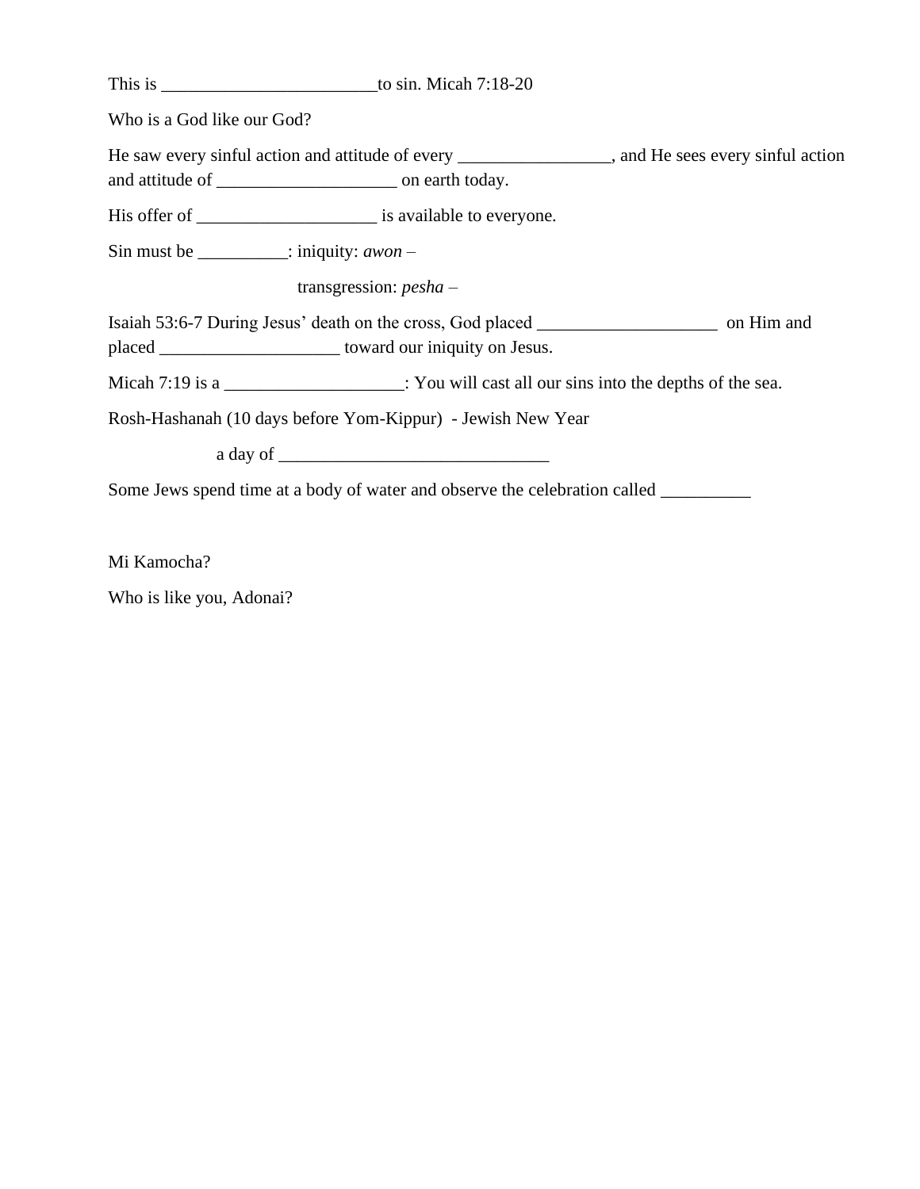This is ________________________to sin. Micah 7:18-20

Who is a God like our God?

He saw every sinful action and attitude of every _________________, and He sees every sinful action and attitude of ____________________ on earth today.

His offer of ____________________ is available to everyone.

Sin must be __________: iniquity: *awon* –

transgression: *pesha* –

Isaiah 53:6-7 During Jesus' death on the cross, God placed ____________________ on Him and placed ____________________ toward our iniquity on Jesus.

Micah 7:19 is a ____________________: You will cast all our sins into the depths of the sea.

Rosh-Hashanah (10 days before Yom-Kippur) - Jewish New Year

a day of ______________________________

Some Jews spend time at a body of water and observe the celebration called __________

Mi Kamocha?

Who is like you, Adonai?